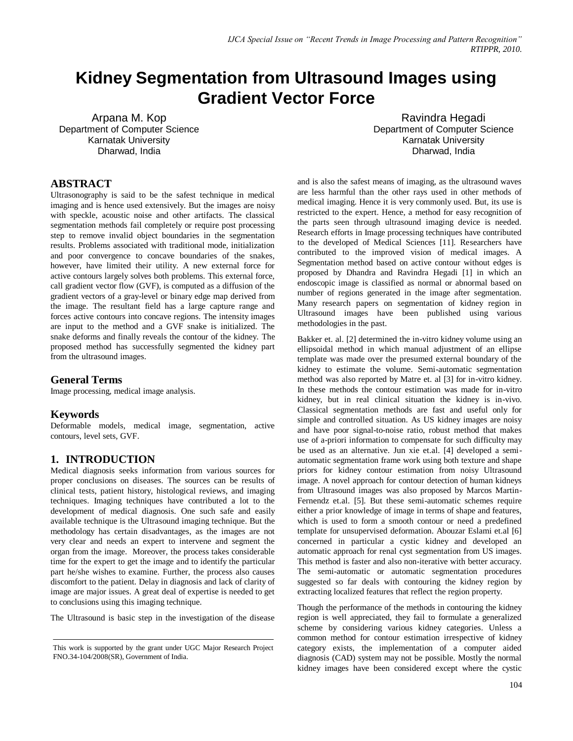# Kidney Segmentation from Ultrasound Images using Gradient Vector Force

Arpana M. Kop
Department of Computer Science
Karnatak University
Dharwad, India

Ravindra Hegadi
Department of Computer Science
Karnatak University
Dharwad, India

## ABSTRACT

Ultrasonography is said to be the safest technique in medical imaging and is hence used extensively. But the images are noisy with speckle, acoustic noise and other artifacts. The classical segmentation methods fail completely or require post processing step to remove invalid object boundaries in the segmentation results. Problems associated with traditional mode, initialization and poor convergence to concave boundaries of the snakes, however, have limited their utility. A new external force for active contours largely solves both problems. This external force, call gradient vector flow (GVF), is computed as a diffusion of the gradient vectors of a gray-level or binary edge map derived from the image. The resultant field has a large capture range and forces active contours into concave regions. The intensity images are input to the method and a GVF snake is initialized. The snake deforms and finally reveals the contour of the kidney. The proposed method has successfully segmented the kidney part from the ultrasound images.

## General Terms

Image processing, medical image analysis.

## Keywords

Deformable models, medical image, segmentation, active contours, level sets, GVF.

## 1. INTRODUCTION

Medical diagnosis seeks information from various sources for proper conclusions on diseases. The sources can be results of clinical tests, patient history, histological reviews, and imaging techniques. Imaging techniques have contributed a lot to the development of medical diagnosis. One such safe and easily available technique is the Ultrasound imaging technique. But the methodology has certain disadvantages, as the images are not very clear and needs an expert to intervene and segment the organ from the image. Moreover, the process takes considerable time for the expert to get the image and to identify the particular part he/she wishes to examine. Further, the process also causes discomfort to the patient. Delay in diagnosis and lack of clarity of image are major issues. A great deal of expertise is needed to get to conclusions using this imaging technique.

The Ultrasound is basic step in the investigation of the disease and is also the safest means of imaging, as the ultrasound waves are less harmful than the other rays used in other methods of medical imaging. Hence it is very commonly used. But, its use is restricted to the expert. Hence, a method for easy recognition of the parts seen through ultrasound imaging device is needed. Research efforts in Image processing techniques have contributed to the developed of Medical Sciences [11]. Researchers have contributed to the improved vision of medical images. A Segmentation method based on active contour without edges is proposed by Dhandra and Ravindra Hegadi [1] in which an endoscopic image is classified as normal or abnormal based on number of regions generated in the image after segmentation. Many research papers on segmentation of kidney region in Ultrasound images have been published using various methodologies in the past.

Bakker et. al. [2] determined the in-vitro kidney volume using an ellipsoidal method in which manual adjustment of an ellipse template was made over the presumed external boundary of the kidney to estimate the volume. Semi-automatic segmentation method was also reported by Matre et. al [3] for in-vitro kidney. In these methods the contour estimation was made for in-vitro kidney, but in real clinical situation the kidney is in-vivo. Classical segmentation methods are fast and useful only for simple and controlled situation. As US kidney images are noisy and have poor signal-to-noise ratio, robust method that makes use of a-priori information to compensate for such difficulty may be used as an alternative. Jun xie et.al. [4] developed a semi-automatic segmentation frame work using both texture and shape priors for kidney contour estimation from noisy Ultrasound image. A novel approach for contour detection of human kidneys from Ultrasound images was also proposed by Marcos Martin-Fernendz et.al. [5]. But these semi-automatic schemes require either a prior knowledge of image in terms of shape and features, which is used to form a smooth contour or need a predefined template for unsupervised deformation. Abouzar Eslami et.al [6] concerned in particular a cystic kidney and developed an automatic approach for renal cyst segmentation from US images. This method is faster and also non-iterative with better accuracy. The semi-automatic or automatic segmentation procedures suggested so far deals with contouring the kidney region by extracting localized features that reflect the region property.

Though the performance of the methods in contouring the kidney region is well appreciated, they fail to formulate a generalized scheme by considering various kidney categories. Unless a common method for contour estimation irrespective of kidney category exists, the implementation of a computer aided diagnosis (CAD) system may not be possible. Mostly the normal kidney images have been considered except where the cystic

---

This work is supported by the grant under UGC Major Research Project FNO.34-104/2008(SR), Government of India.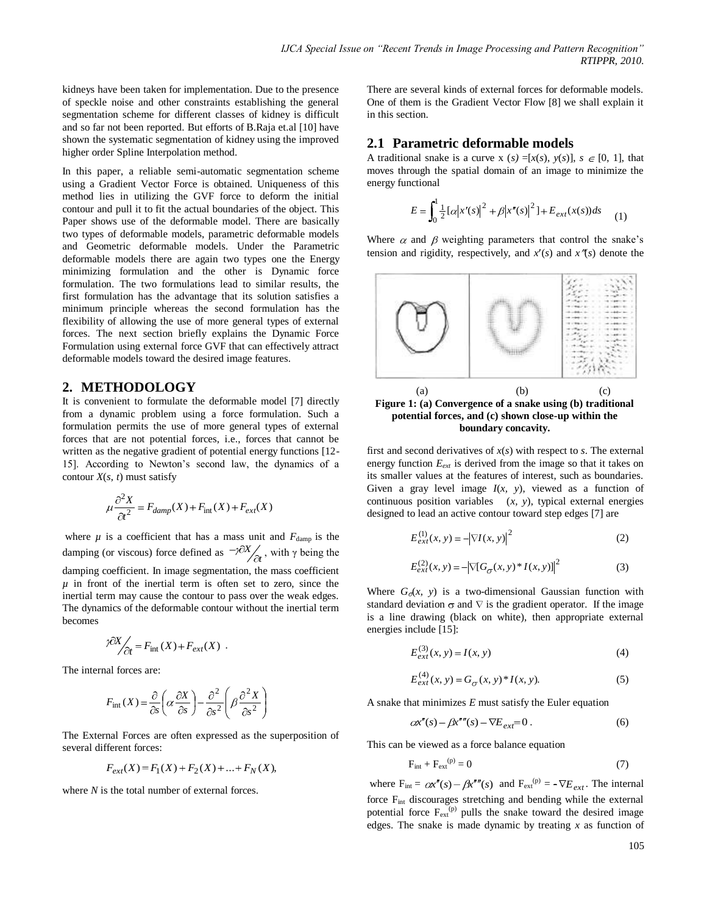kidneys have been taken for implementation. Due to the presence of speckle noise and other constraints establishing the general segmentation scheme for different classes of kidney is difficult and so far not been reported. But efforts of B.Raja et.al [10] have shown the systematic segmentation of kidney using the improved higher order Spline Interpolation method.

In this paper, a reliable semi-automatic segmentation scheme using a Gradient Vector Force is obtained. Uniqueness of this method lies in utilizing the GVF force to deform the initial contour and pull it to fit the actual boundaries of the object. This Paper shows use of the deformable model. There are basically two types of deformable models, parametric deformable models and Geometric deformable models. Under the Parametric deformable models there are again two types one the Energy minimizing formulation and the other is Dynamic force formulation. The two formulations lead to similar results, the first formulation has the advantage that its solution satisfies a minimum principle whereas the second formulation has the flexibility of allowing the use of more general types of external forces. The next section briefly explains the Dynamic Force Formulation using external force GVF that can effectively attract deformable models toward the desired image features.

## 2. METHODOLOGY

It is convenient to formulate the deformable model [7] directly from a dynamic problem using a force formulation. Such a formulation permits the use of more general types of external forces that are not potential forces, i.e., forces that cannot be written as the negative gradient of potential energy functions [12-15]. According to Newton's second law, the dynamics of a contour $X(s, t)$ must satisfy

$$\mu \frac{\partial^2 X}{\partial t^2} = F_{damp}(X) + F_{\text{int}}(X) + F_{ext}(X)$$

where $\mu$ is a coefficient that has a mass unit and $F_{\text{damp}}$ is the damping (or viscous) force defined as $-\gamma \partial X / \partial t$, with $\gamma$ being the damping coefficient. In image segmentation, the mass coefficient $\mu$ in front of the inertial term is often set to zero, since the inertial term may cause the contour to pass over the weak edges. The dynamics of the deformable contour without the inertial term becomes

$$\gamma \partial X / \partial t = F_{\text{int}}(X) + F_{ext}(X) \ .$$

The internal forces are:

$$F_{\text{int}}(X) = \frac{\partial}{\partial s}\left(\alpha \frac{\partial X}{\partial s}\right) - \frac{\partial^2}{\partial s^2}\left(\beta \frac{\partial^2 X}{\partial s^2}\right)$$

The External Forces are often expressed as the superposition of several different forces:

$$F_{ext}(X) = F_1(X) + F_2(X) + \ldots + F_N(X),$$

where $N$ is the total number of external forces.

There are several kinds of external forces for deformable models. One of them is the Gradient Vector Flow [8] we shall explain it in this section.

### 2.1 Parametric deformable models

A traditional snake is a curve $x(s) = [x(s), y(s)]$, $s \in [0, 1]$, that moves through the spatial domain of an image to minimize the energy functional

$$E = \int_0^1 \tfrac{1}{2}[\alpha |x'(s)|^2 + \beta |x''(s)|^2] + E_{ext}(x(s))ds \qquad (1)$$

Where $\alpha$ and $\beta$ weighting parameters that control the snake's tension and rigidity, respectively, and $x'(s)$ and $x''(s)$ denote the first and second derivatives of $x(s)$ with respect to $s$. The external energy function $E_{ext}$ is derived from the image so that it takes on its smaller values at the features of interest, such as boundaries. Given a gray level image $I(x, y)$, viewed as a function of continuous position variables $(x, y)$, typical external energies designed to lead an active contour toward step edges [7] are

(a) (b) (c)

**Figure 1: (a) Convergence of a snake using (b) traditional potential forces, and (c) shown close-up within the boundary concavity.**

$$E_{ext}^{(1)}(x, y) = -|\nabla I(x, y)|^2 \qquad (2)$$

$$E_{ext}^{(2)}(x, y) = -|\nabla[G_\sigma(x, y) * I(x, y)]|^2 \qquad (3)$$

Where $G_\sigma(x, y)$ is a two-dimensional Gaussian function with standard deviation $\sigma$ and $\nabla$ is the gradient operator. If the image is a line drawing (black on white), then appropriate external energies include [15]:

$$E_{ext}^{(3)}(x, y) = I(x, y) \qquad (4)$$

$$E_{ext}^{(4)}(x, y) = G_\sigma(x, y) * I(x, y). \qquad (5)$$

A snake that minimizes $E$ must satisfy the Euler equation

$$\alpha x''(s) - \beta x''''(s) - \nabla E_{ext} = 0 \ . \qquad (6)$$

This can be viewed as a force balance equation

$$F_{\text{int}} + F_{\text{ext}}^{(p)} = 0 \qquad (7)$$

where $F_{\text{int}} = \alpha x''(s) - \beta x''''(s)$ and $F_{\text{ext}}^{(p)} = -\nabla E_{ext}$. The internal force $F_{\text{int}}$ discourages stretching and bending while the external potential force $F_{\text{ext}}^{(p)}$ pulls the snake toward the desired image edges. The snake is made dynamic by treating $x$ as function of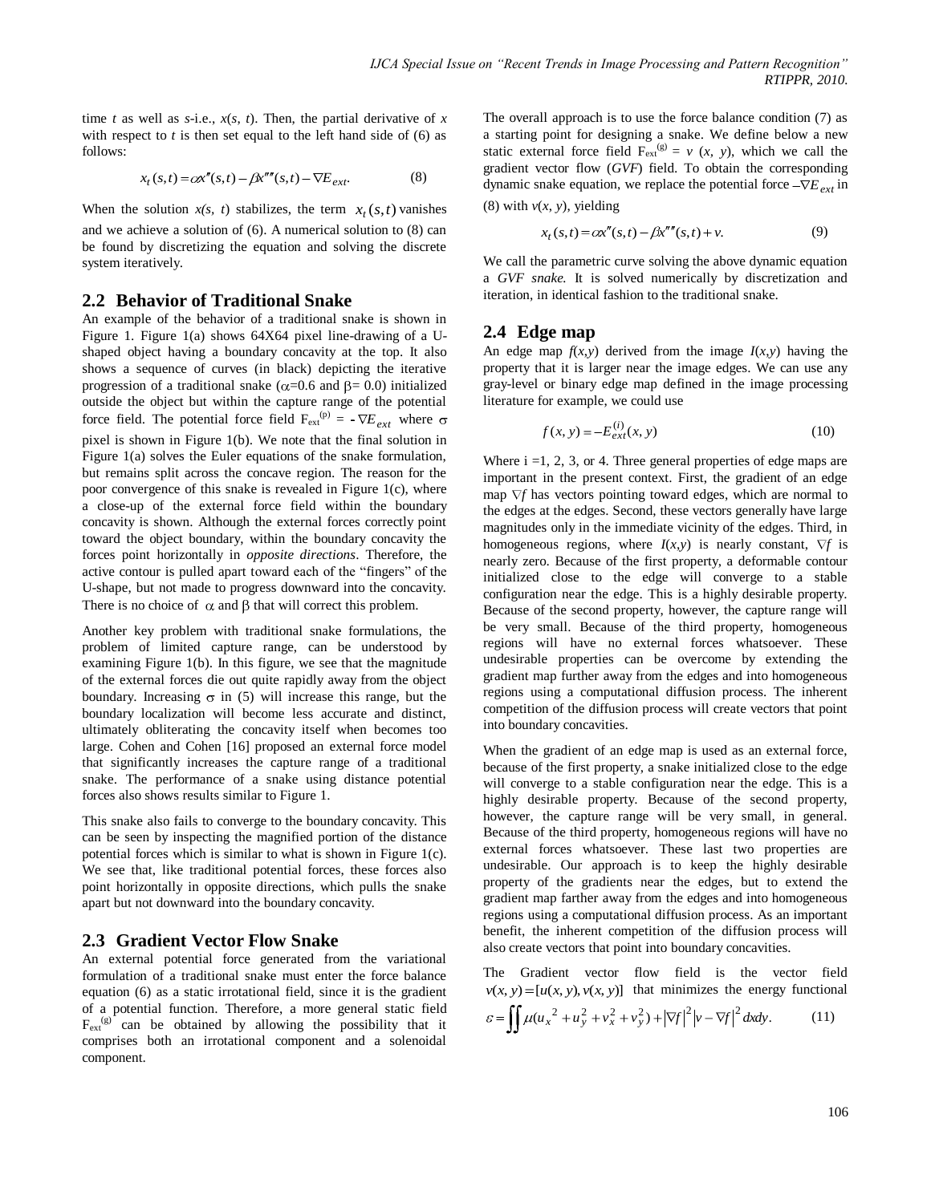time $t$ as well as $s$-i.e., $x(s, t)$. Then, the partial derivative of $x$ with respect to $t$ is then set equal to the left hand side of (6) as follows:

$$x_t(s,t) = \alpha x''(s,t) - \beta x''''(s,t) - \nabla E_{ext}. \qquad (8)$$

When the solution $x(s, t)$ stabilizes, the term $x_t(s,t)$ vanishes and we achieve a solution of (6). A numerical solution to (8) can be found by discretizing the equation and solving the discrete system iteratively.

## 2.2 Behavior of Traditional Snake

An example of the behavior of a traditional snake is shown in Figure 1. Figure 1(a) shows 64X64 pixel line-drawing of a U-shaped object having a boundary concavity at the top. It also shows a sequence of curves (in black) depicting the iterative progression of a traditional snake ($\alpha$=0.6 and $\beta$= 0.0) initialized outside the object but within the capture range of the potential force field. The potential force field $F_{ext}^{(p)} = -\nabla E_{ext}$ where $\sigma$ pixel is shown in Figure 1(b). We note that the final solution in Figure 1(a) solves the Euler equations of the snake formulation, but remains split across the concave region. The reason for the poor convergence of this snake is revealed in Figure 1(c), where a close-up of the external force field within the boundary concavity is shown. Although the external forces correctly point toward the object boundary, within the boundary concavity the forces point horizontally in *opposite directions*. Therefore, the active contour is pulled apart toward each of the "fingers" of the U-shape, but not made to progress downward into the concavity. There is no choice of $\alpha$ and $\beta$ that will correct this problem.

Another key problem with traditional snake formulations, the problem of limited capture range, can be understood by examining Figure 1(b). In this figure, we see that the magnitude of the external forces die out quite rapidly away from the object boundary. Increasing $\sigma$ in (5) will increase this range, but the boundary localization will become less accurate and distinct, ultimately obliterating the concavity itself when becomes too large. Cohen and Cohen [16] proposed an external force model that significantly increases the capture range of a traditional snake. The performance of a snake using distance potential forces also shows results similar to Figure 1.

This snake also fails to converge to the boundary concavity. This can be seen by inspecting the magnified portion of the distance potential forces which is similar to what is shown in Figure 1(c). We see that, like traditional potential forces, these forces also point horizontally in opposite directions, which pulls the snake apart but not downward into the boundary concavity.

## 2.3 Gradient Vector Flow Snake

An external potential force generated from the variational formulation of a traditional snake must enter the force balance equation (6) as a static irrotational field, since it is the gradient of a potential function. Therefore, a more general static field $F_{ext}^{(g)}$ can be obtained by allowing the possibility that it comprises both an irrotational component and a solenoidal component.

The overall approach is to use the force balance condition (7) as a starting point for designing a snake. We define below a new static external force field $F_{ext}^{(g)} = v\ (x, y)$, which we call the gradient vector flow (*GVF*) field. To obtain the corresponding dynamic snake equation, we replace the potential force $-\nabla E_{ext}$ in (8) with $v(x, y)$, yielding

$$x_t(s,t) = \alpha x''(s,t) - \beta x''''(s,t) + v. \qquad (9)$$

We call the parametric curve solving the above dynamic equation a *GVF snake.* It is solved numerically by discretization and iteration, in identical fashion to the traditional snake.

## 2.4 Edge map

An edge map $f(x,y)$ derived from the image $I(x,y)$ having the property that it is larger near the image edges. We can use any gray-level or binary edge map defined in the image processing literature for example, we could use

$$f(x,y) = -E_{ext}^{(i)}(x,y) \qquad (10)$$

Where i =1, 2, 3, or 4. Three general properties of edge maps are important in the present context. First, the gradient of an edge map $\nabla f$ has vectors pointing toward edges, which are normal to the edges at the edges. Second, these vectors generally have large magnitudes only in the immediate vicinity of the edges. Third, in homogeneous regions, where $I(x,y)$ is nearly constant, $\nabla f$ is nearly zero. Because of the first property, a deformable contour initialized close to the edge will converge to a stable configuration near the edge. This is a highly desirable property. Because of the second property, however, the capture range will be very small. Because of the third property, homogeneous regions will have no external forces whatsoever. These undesirable properties can be overcome by extending the gradient map further away from the edges and into homogeneous regions using a computational diffusion process. The inherent competition of the diffusion process will create vectors that point into boundary concavities.

When the gradient of an edge map is used as an external force, because of the first property, a snake initialized close to the edge will converge to a stable configuration near the edge. This is a highly desirable property. Because of the second property, however, the capture range will be very small, in general. Because of the third property, homogeneous regions will have no external forces whatsoever. These last two properties are undesirable. Our approach is to keep the highly desirable property of the gradients near the edges, but to extend the gradient map farther away from the edges and into homogeneous regions using a computational diffusion process. As an important benefit, the inherent competition of the diffusion process will also create vectors that point into boundary concavities.

The Gradient vector flow field is the vector field $v(x,y) = [u(x,y), v(x,y)]$ that minimizes the energy functional

$$\varepsilon = \iint \mu(u_x^{\,2} + u_y^2 + v_x^2 + v_y^2) + |\nabla f|^2 |v - \nabla f|^2 \, dxdy. \qquad (11)$$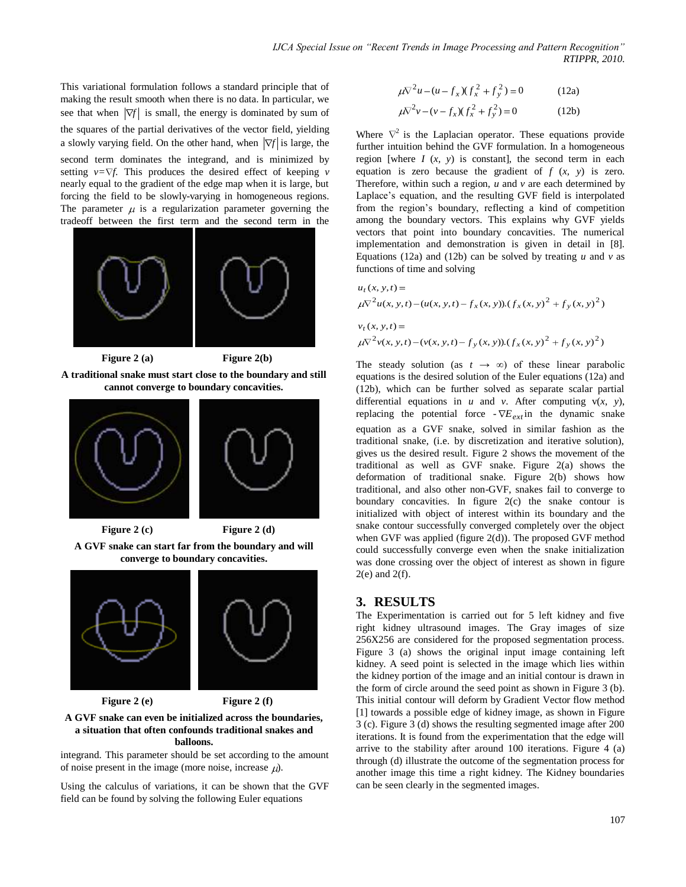This variational formulation follows a standard principle that of making the result smooth when there is no data. In particular, we see that when $|\nabla f|$ is small, the energy is dominated by sum of the squares of the partial derivatives of the vector field, yielding a slowly varying field. On the other hand, when $|\nabla f|$ is large, the second term dominates the integrand, and is minimized by setting $v=\nabla f$. This produces the desired effect of keeping $v$ nearly equal to the gradient of the edge map when it is large, but forcing the field to be slowly-varying in homogeneous regions. The parameter $\mu$ is a regularization parameter governing the tradeoff between the first term and the second term in the integrand. This parameter should be set according to the amount of noise present in the image (more noise, increase $\mu$).

Figure 2 (a) Figure 2(b)

**A traditional snake must start close to the boundary and still cannot converge to boundary concavities.**

Figure 2 (c) Figure 2 (d)

**A GVF snake can start far from the boundary and will converge to boundary concavities.**

Figure 2 (e) Figure 2 (f)

**A GVF snake can even be initialized across the boundaries, a situation that often confounds traditional snakes and balloons.**

Using the calculus of variations, it can be shown that the GVF field can be found by solving the following Euler equations

$$\mu\nabla^2 u-(u-f_x)(f_x^2+f_y^2)=0 \qquad (12a)$$

$$\mu\nabla^2 v-(v-f_x)(f_x^2+f_y^2)=0 \qquad (12b)$$

Where $\nabla^2$ is the Laplacian operator. These equations provide further intuition behind the GVF formulation. In a homogeneous region [where $I$ $(x, y)$ is constant], the second term in each equation is zero because the gradient of $f$ $(x, y)$ is zero. Therefore, within such a region, $u$ and $v$ are each determined by Laplace's equation, and the resulting GVF field is interpolated from the region's boundary, reflecting a kind of competition among the boundary vectors. This explains why GVF yields vectors that point into boundary concavities. The numerical implementation and demonstration is given in detail in [8]. Equations (12a) and (12b) can be solved by treating $u$ and $v$ as functions of time and solving

$$u_t(x,y,t)=$$
$$\mu\nabla^2 u(x,y,t)-(u(x,y,t)-f_x(x,y)).(f_x(x,y)^2+f_y(x,y)^2)$$

$$v_t(x,y,t)=$$
$$\mu\nabla^2 v(x,y,t)-(v(x,y,t)-f_y(x,y)).(f_x(x,y)^2+f_y(x,y)^2)$$

The steady solution (as $t \to \infty$) of these linear parabolic equations is the desired solution of the Euler equations (12a) and (12b), which can be further solved as separate scalar partial differential equations in $u$ and $v$. After computing $v(x, y)$, replacing the potential force $-\nabla E_{ext}$ in the dynamic snake equation as a GVF snake, solved in similar fashion as the traditional snake, (i.e. by discretization and iterative solution), gives us the desired result. Figure 2 shows the movement of the traditional as well as GVF snake. Figure 2(a) shows the deformation of traditional snake. Figure 2(b) shows how traditional, and also other non-GVF, snakes fail to converge to boundary concavities. In figure 2(c) the snake contour is initialized with object of interest within its boundary and the snake contour successfully converged completely over the object when GVF was applied (figure 2(d)). The proposed GVF method could successfully converge even when the snake initialization was done crossing over the object of interest as shown in figure 2(e) and 2(f).

## 3. RESULTS

The Experimentation is carried out for 5 left kidney and five right kidney ultrasound images. The Gray images of size 256X256 are considered for the proposed segmentation process. Figure 3 (a) shows the original input image containing left kidney. A seed point is selected in the image which lies within the kidney portion of the image and an initial contour is drawn in the form of circle around the seed point as shown in Figure 3 (b). This initial contour will deform by Gradient Vector flow method [1] towards a possible edge of kidney image, as shown in Figure 3 (c). Figure 3 (d) shows the resulting segmented image after 200 iterations. It is found from the experimentation that the edge will arrive to the stability after around 100 iterations. Figure 4 (a) through (d) illustrate the outcome of the segmentation process for another image this time a right kidney. The Kidney boundaries can be seen clearly in the segmented images.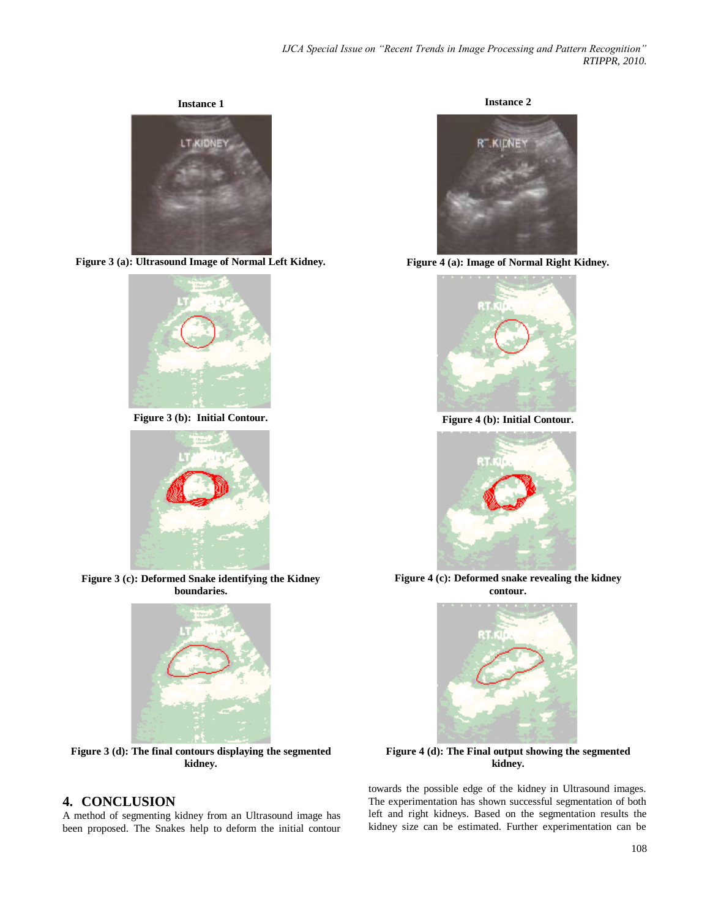**Instance 1**

**Figure 3 (a): Ultrasound Image of Normal Left Kidney.**

**Figure 3 (b): Initial Contour.**

**Figure 3 (c): Deformed Snake identifying the Kidney boundaries.**

**Figure 3 (d): The final contours displaying the segmented kidney.**

**Instance 2**

**Figure 4 (a): Image of Normal Right Kidney.**

**Figure 4 (b): Initial Contour.**

**Figure 4 (c): Deformed snake revealing the kidney contour.**

**Figure 4 (d): The Final output showing the segmented kidney.**

## 4. CONCLUSION

A method of segmenting kidney from an Ultrasound image has been proposed. The Snakes help to deform the initial contour towards the possible edge of the kidney in Ultrasound images. The experimentation has shown successful segmentation of both left and right kidneys. Based on the segmentation results the kidney size can be estimated. Further experimentation can be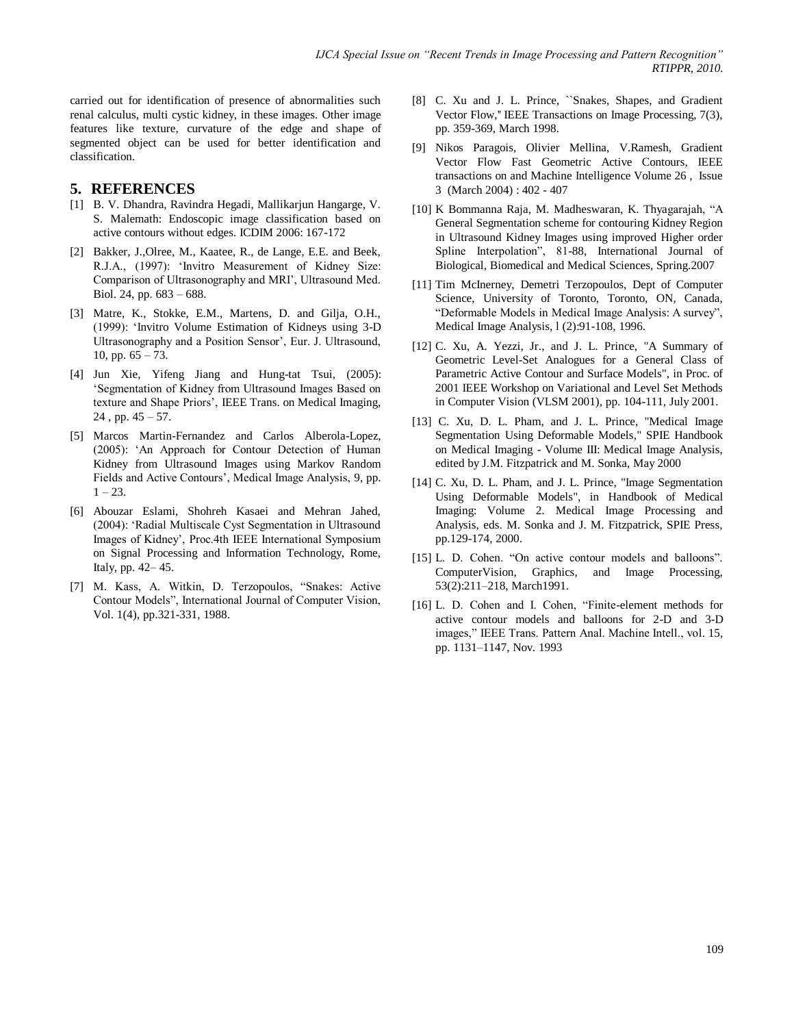carried out for identification of presence of abnormalities such renal calculus, multi cystic kidney, in these images. Other image features like texture, curvature of the edge and shape of segmented object can be used for better identification and classification.

## 5. REFERENCES

[1] B. V. Dhandra, Ravindra Hegadi, Mallikarjun Hangarge, V. S. Malemath: Endoscopic image classification based on active contours without edges. ICDIM 2006: 167-172

[2] Bakker, J.,Olree, M., Kaatee, R., de Lange, E.E. and Beek, R.J.A., (1997): 'Invitro Measurement of Kidney Size: Comparison of Ultrasonography and MRI', Ultrasound Med. Biol. 24, pp. 683 – 688.

[3] Matre, K., Stokke, E.M., Martens, D. and Gilja, O.H., (1999): 'Invitro Volume Estimation of Kidneys using 3-D Ultrasonography and a Position Sensor', Eur. J. Ultrasound, 10, pp. 65 – 73.

[4] Jun Xie, Yifeng Jiang and Hung-tat Tsui, (2005): 'Segmentation of Kidney from Ultrasound Images Based on texture and Shape Priors', IEEE Trans. on Medical Imaging, 24 , pp. 45 – 57.

[5] Marcos Martin-Fernandez and Carlos Alberola-Lopez, (2005): 'An Approach for Contour Detection of Human Kidney from Ultrasound Images using Markov Random Fields and Active Contours', Medical Image Analysis, 9, pp. 1 – 23.

[6] Abouzar Eslami, Shohreh Kasaei and Mehran Jahed, (2004): 'Radial Multiscale Cyst Segmentation in Ultrasound Images of Kidney', Proc.4th IEEE International Symposium on Signal Processing and Information Technology, Rome, Italy, pp. 42– 45.

[7] M. Kass, A. Witkin, D. Terzopoulos, "Snakes: Active Contour Models", International Journal of Computer Vision, Vol. 1(4), pp.321-331, 1988.

[8] C. Xu and J. L. Prince, ``Snakes, Shapes, and Gradient Vector Flow,'' IEEE Transactions on Image Processing, 7(3), pp. 359-369, March 1998.

[9] Nikos Paragois, Olivier Mellina, V.Ramesh, Gradient Vector Flow Fast Geometric Active Contours, IEEE transactions on and Machine Intelligence Volume 26 , Issue 3 (March 2004) : 402 - 407

[10] K Bommanna Raja, M. Madheswaran, K. Thyagarajah, "A General Segmentation scheme for contouring Kidney Region in Ultrasound Kidney Images using improved Higher order Spline Interpolation", 81-88, International Journal of Biological, Biomedical and Medical Sciences, Spring.2007

[11] Tim McInerney, Demetri Terzopoulos, Dept of Computer Science, University of Toronto, Toronto, ON, Canada, "Deformable Models in Medical Image Analysis: A survey", Medical Image Analysis, l (2):91-108, 1996.

[12] C. Xu, A. Yezzi, Jr., and J. L. Prince, "A Summary of Geometric Level-Set Analogues for a General Class of Parametric Active Contour and Surface Models", in Proc. of 2001 IEEE Workshop on Variational and Level Set Methods in Computer Vision (VLSM 2001), pp. 104-111, July 2001.

[13] C. Xu, D. L. Pham, and J. L. Prince, "Medical Image Segmentation Using Deformable Models," SPIE Handbook on Medical Imaging - Volume III: Medical Image Analysis, edited by J.M. Fitzpatrick and M. Sonka, May 2000

[14] C. Xu, D. L. Pham, and J. L. Prince, "Image Segmentation Using Deformable Models", in Handbook of Medical Imaging: Volume 2. Medical Image Processing and Analysis, eds. M. Sonka and J. M. Fitzpatrick, SPIE Press, pp.129-174, 2000.

[15] L. D. Cohen. "On active contour models and balloons". ComputerVision, Graphics, and Image Processing, 53(2):211–218, March1991.

[16] L. D. Cohen and I. Cohen, "Finite-element methods for active contour models and balloons for 2-D and 3-D images," IEEE Trans. Pattern Anal. Machine Intell., vol. 15, pp. 1131–1147, Nov. 1993